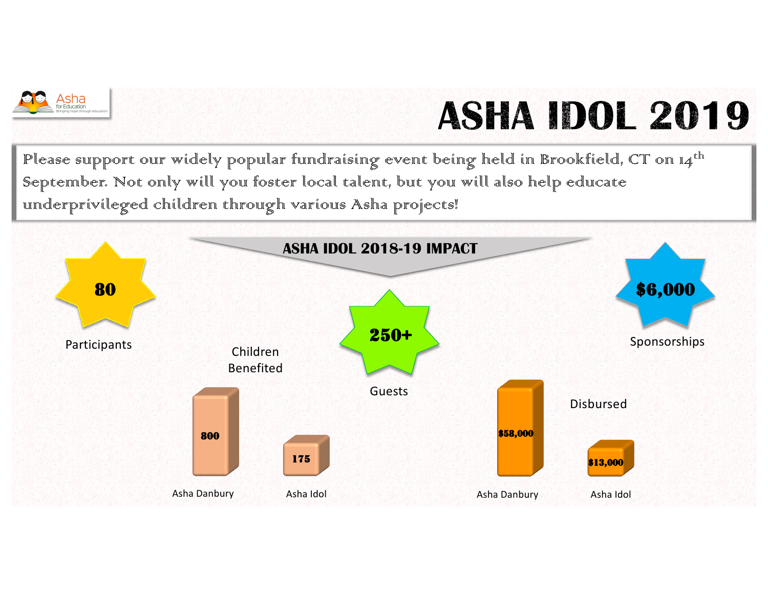Asha for Education
Bringing hope through education

# ASHA IDOL 2019

Please support our widely popular fundraising event being held in Brookfield, CT on 14th September. Not only will you foster local talent, but you will also help educate underprivileged children through various Asha projects!

## ASHA IDOL 2018-19 IMPACT

**80**
Participants

**250+**
Guests

**$6,000**
Sponsorships

Children Benefited

| Asha Danbury | Asha Idol |
|---|---|
| 800 | 175 |

Disbursed

| Asha Danbury | Asha Idol |
|---|---|
| $58,000 | $13,000 |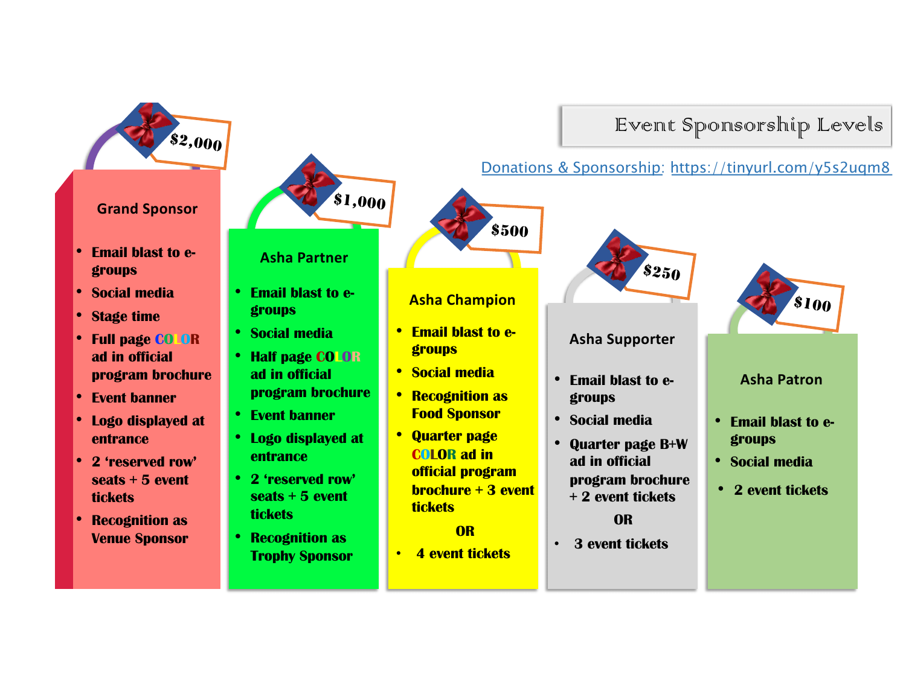# Event Sponsorship Levels

Donations & Sponsorship: https://tinyurl.com/y5s2uqm8

## $2,000 — Grand Sponsor

- **Email blast to e-groups**
- **Social media**
- **Stage time**
- **Full page COLOR ad in official program brochure**
- **Event banner**
- **Logo displayed at entrance**
- **2 'reserved row' seats + 5 event tickets**
- **Recognition as Venue Sponsor**

## $1,000 — Asha Partner

- **Email blast to e-groups**
- **Social media**
- **Half page COLOR ad in official program brochure**
- **Event banner**
- **Logo displayed at entrance**
- **2 'reserved row' seats + 5 event tickets**
- **Recognition as Trophy Sponsor**

## $500 — Asha Champion

- **Email blast to e-groups**
- **Social media**
- **Recognition as Food Sponsor**
- **Quarter page COLOR ad in official program brochure + 3 event tickets**

**OR**

- **4 event tickets**

## $250 — Asha Supporter

- **Email blast to e-groups**
- **Social media**
- **Quarter page B+W ad in official program brochure + 2 event tickets**

**OR**

- **3 event tickets**

## $100 — Asha Patron

- **Email blast to e-groups**
- **Social media**
- **2 event tickets**